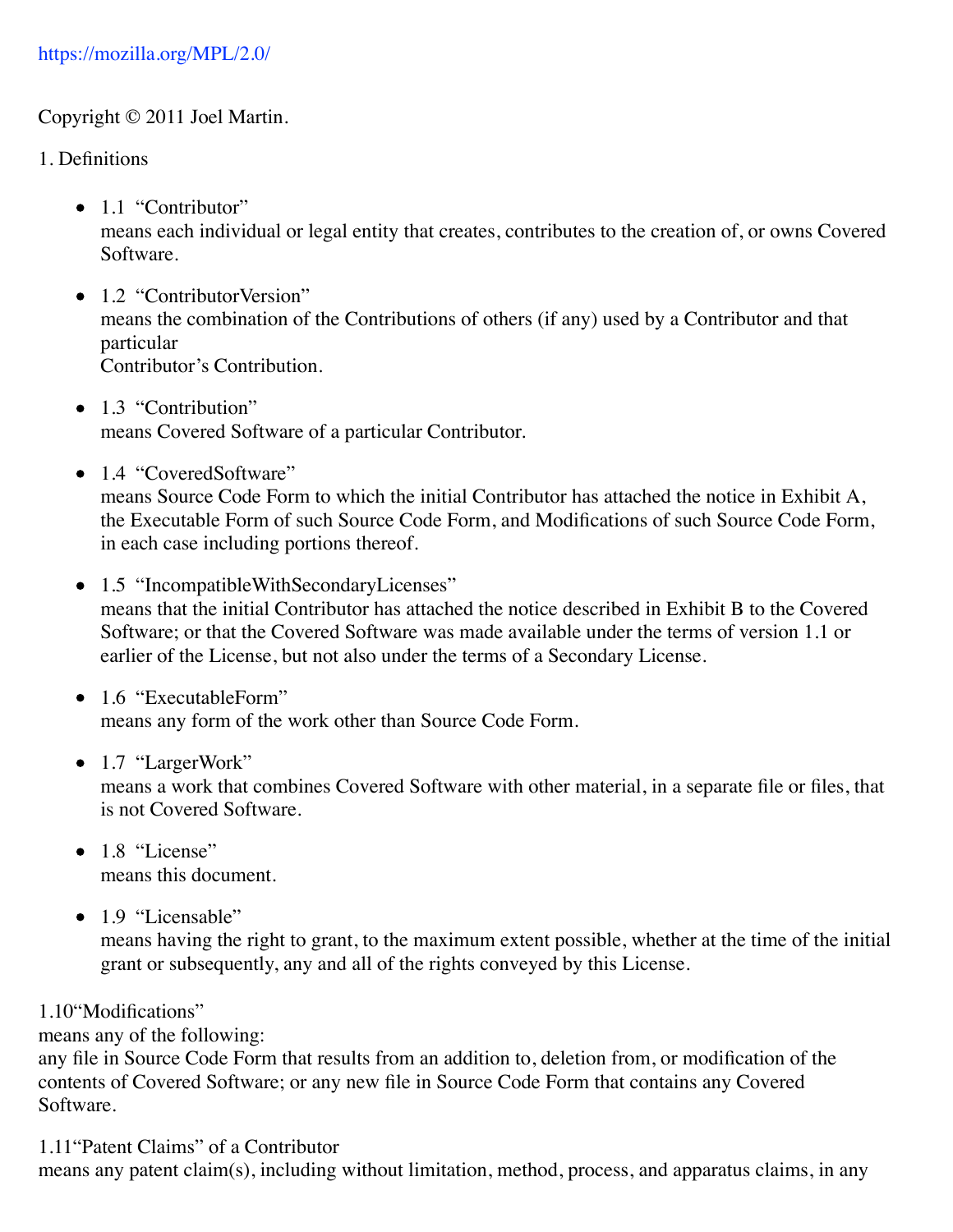https://mozilla.org/MPL/2.0/

Copyright © 2011 Joel Martin.

1. Definitions

- 1.1 “Contributor”
  means each individual or legal entity that creates, contributes to the creation of, or owns Covered Software.

- 1.2 “ContributorVersion”
  means the combination of the Contributions of others (if any) used by a Contributor and that particular
  Contributor’s Contribution.

- 1.3 “Contribution”
  means Covered Software of a particular Contributor.

- 1.4 “CoveredSoftware”
  means Source Code Form to which the initial Contributor has attached the notice in Exhibit A, the Executable Form of such Source Code Form, and Modifications of such Source Code Form, in each case including portions thereof.

- 1.5 “IncompatibleWithSecondaryLicenses”
  means that the initial Contributor has attached the notice described in Exhibit B to the Covered Software; or that the Covered Software was made available under the terms of version 1.1 or earlier of the License, but not also under the terms of a Secondary License.

- 1.6 “ExecutableForm”
  means any form of the work other than Source Code Form.

- 1.7 “LargerWork”
  means a work that combines Covered Software with other material, in a separate file or files, that is not Covered Software.

- 1.8 “License”
  means this document.

- 1.9 “Licensable”
  means having the right to grant, to the maximum extent possible, whether at the time of the initial grant or subsequently, any and all of the rights conveyed by this License.

1.10“Modifications”
means any of the following:
any file in Source Code Form that results from an addition to, deletion from, or modification of the contents of Covered Software; or any new file in Source Code Form that contains any Covered Software.

1.11“Patent Claims” of a Contributor
means any patent claim(s), including without limitation, method, process, and apparatus claims, in any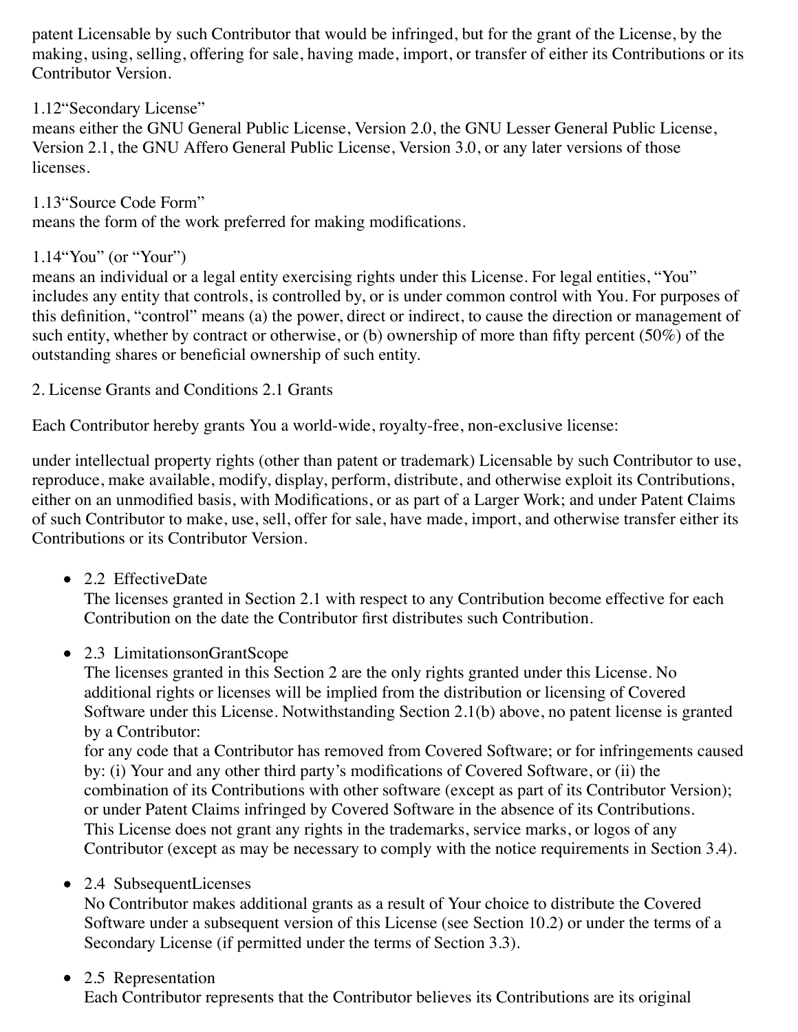patent Licensable by such Contributor that would be infringed, but for the grant of the License, by the making, using, selling, offering for sale, having made, import, or transfer of either its Contributions or its Contributor Version.

1.12“Secondary License”
means either the GNU General Public License, Version 2.0, the GNU Lesser General Public License, Version 2.1, the GNU Affero General Public License, Version 3.0, or any later versions of those licenses.

1.13“Source Code Form”
means the form of the work preferred for making modifications.

1.14“You” (or “Your”)
means an individual or a legal entity exercising rights under this License. For legal entities, “You” includes any entity that controls, is controlled by, or is under common control with You. For purposes of this definition, “control” means (a) the power, direct or indirect, to cause the direction or management of such entity, whether by contract or otherwise, or (b) ownership of more than fifty percent (50%) of the outstanding shares or beneficial ownership of such entity.

2. License Grants and Conditions 2.1 Grants

Each Contributor hereby grants You a world-wide, royalty-free, non-exclusive license:

under intellectual property rights (other than patent or trademark) Licensable by such Contributor to use, reproduce, make available, modify, display, perform, distribute, and otherwise exploit its Contributions, either on an unmodified basis, with Modifications, or as part of a Larger Work; and under Patent Claims of such Contributor to make, use, sell, offer for sale, have made, import, and otherwise transfer either its Contributions or its Contributor Version.

- 2.2 EffectiveDate
  The licenses granted in Section 2.1 with respect to any Contribution become effective for each Contribution on the date the Contributor first distributes such Contribution.

- 2.3 LimitationsonGrantScope
  The licenses granted in this Section 2 are the only rights granted under this License. No additional rights or licenses will be implied from the distribution or licensing of Covered Software under this License. Notwithstanding Section 2.1(b) above, no patent license is granted by a Contributor:
  for any code that a Contributor has removed from Covered Software; or for infringements caused by: (i) Your and any other third party’s modifications of Covered Software, or (ii) the combination of its Contributions with other software (except as part of its Contributor Version); or under Patent Claims infringed by Covered Software in the absence of its Contributions.
  This License does not grant any rights in the trademarks, service marks, or logos of any Contributor (except as may be necessary to comply with the notice requirements in Section 3.4).

- 2.4 SubsequentLicenses
  No Contributor makes additional grants as a result of Your choice to distribute the Covered Software under a subsequent version of this License (see Section 10.2) or under the terms of a Secondary License (if permitted under the terms of Section 3.3).

- 2.5 Representation
  Each Contributor represents that the Contributor believes its Contributions are its original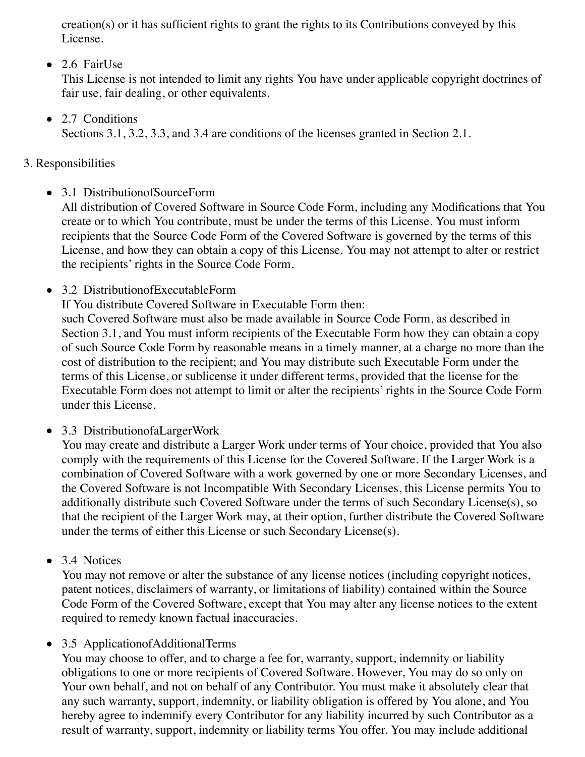creation(s) or it has sufficient rights to grant the rights to its Contributions conveyed by this License.

- 2.6 FairUse
  This License is not intended to limit any rights You have under applicable copyright doctrines of fair use, fair dealing, or other equivalents.

- 2.7 Conditions
  Sections 3.1, 3.2, 3.3, and 3.4 are conditions of the licenses granted in Section 2.1.

3. Responsibilities

- 3.1 DistributionofSourceForm
  All distribution of Covered Software in Source Code Form, including any Modifications that You create or to which You contribute, must be under the terms of this License. You must inform recipients that the Source Code Form of the Covered Software is governed by the terms of this License, and how they can obtain a copy of this License. You may not attempt to alter or restrict the recipients' rights in the Source Code Form.

- 3.2 DistributionofExecutableForm
  If You distribute Covered Software in Executable Form then:
  such Covered Software must also be made available in Source Code Form, as described in Section 3.1, and You must inform recipients of the Executable Form how they can obtain a copy of such Source Code Form by reasonable means in a timely manner, at a charge no more than the cost of distribution to the recipient; and You may distribute such Executable Form under the terms of this License, or sublicense it under different terms, provided that the license for the Executable Form does not attempt to limit or alter the recipients' rights in the Source Code Form under this License.

- 3.3 DistributionofaLargerWork
  You may create and distribute a Larger Work under terms of Your choice, provided that You also comply with the requirements of this License for the Covered Software. If the Larger Work is a combination of Covered Software with a work governed by one or more Secondary Licenses, and the Covered Software is not Incompatible With Secondary Licenses, this License permits You to additionally distribute such Covered Software under the terms of such Secondary License(s), so that the recipient of the Larger Work may, at their option, further distribute the Covered Software under the terms of either this License or such Secondary License(s).

- 3.4 Notices
  You may not remove or alter the substance of any license notices (including copyright notices, patent notices, disclaimers of warranty, or limitations of liability) contained within the Source Code Form of the Covered Software, except that You may alter any license notices to the extent required to remedy known factual inaccuracies.

- 3.5 ApplicationofAdditionalTerms
  You may choose to offer, and to charge a fee for, warranty, support, indemnity or liability obligations to one or more recipients of Covered Software. However, You may do so only on Your own behalf, and not on behalf of any Contributor. You must make it absolutely clear that any such warranty, support, indemnity, or liability obligation is offered by You alone, and You hereby agree to indemnify every Contributor for any liability incurred by such Contributor as a result of warranty, support, indemnity or liability terms You offer. You may include additional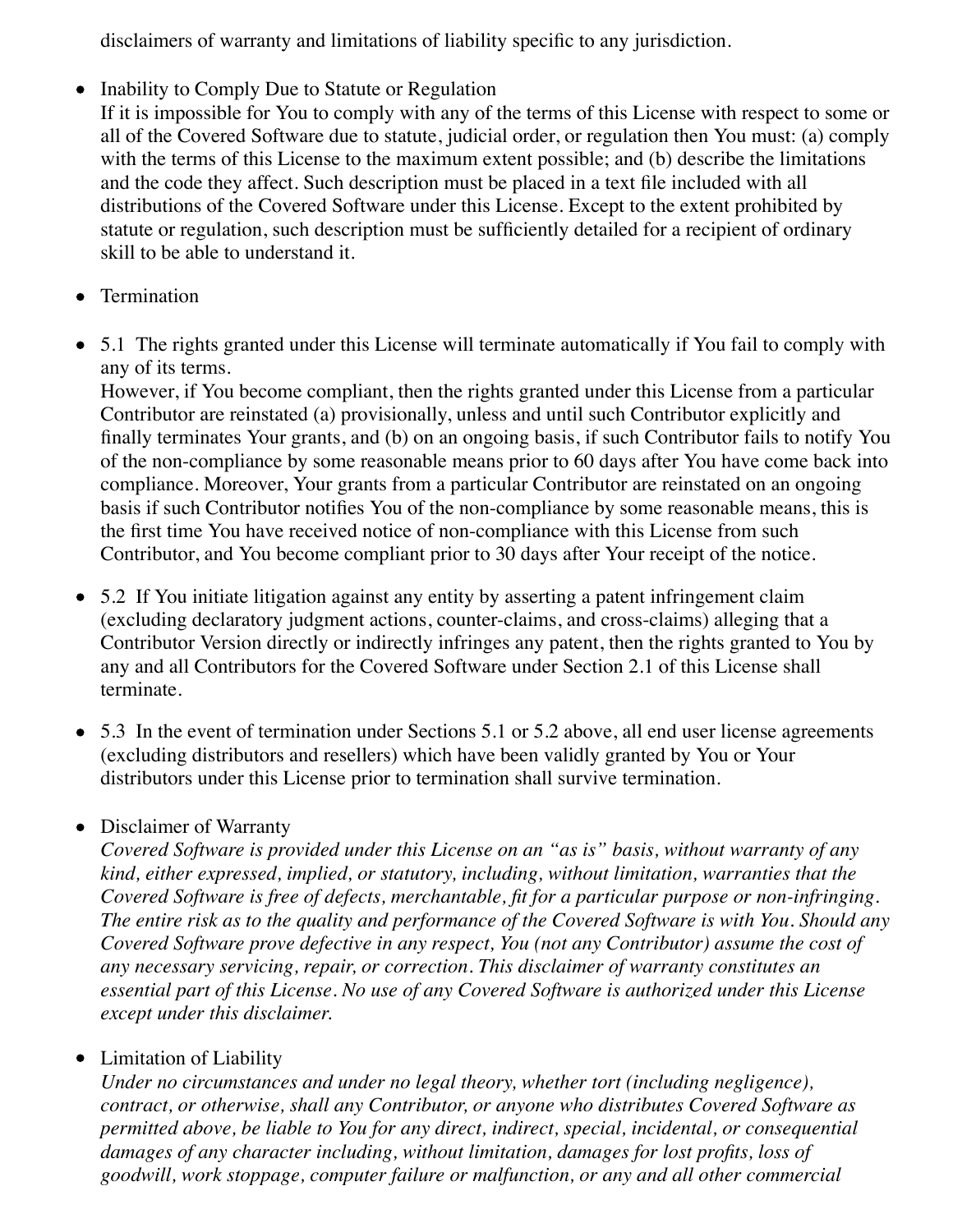disclaimers of warranty and limitations of liability specific to any jurisdiction.

- Inability to Comply Due to Statute or Regulation
  If it is impossible for You to comply with any of the terms of this License with respect to some or all of the Covered Software due to statute, judicial order, or regulation then You must: (a) comply with the terms of this License to the maximum extent possible; and (b) describe the limitations and the code they affect. Such description must be placed in a text file included with all distributions of the Covered Software under this License. Except to the extent prohibited by statute or regulation, such description must be sufficiently detailed for a recipient of ordinary skill to be able to understand it.

- Termination

- 5.1 The rights granted under this License will terminate automatically if You fail to comply with any of its terms.
  However, if You become compliant, then the rights granted under this License from a particular Contributor are reinstated (a) provisionally, unless and until such Contributor explicitly and finally terminates Your grants, and (b) on an ongoing basis, if such Contributor fails to notify You of the non-compliance by some reasonable means prior to 60 days after You have come back into compliance. Moreover, Your grants from a particular Contributor are reinstated on an ongoing basis if such Contributor notifies You of the non-compliance by some reasonable means, this is the first time You have received notice of non-compliance with this License from such Contributor, and You become compliant prior to 30 days after Your receipt of the notice.

- 5.2 If You initiate litigation against any entity by asserting a patent infringement claim (excluding declaratory judgment actions, counter-claims, and cross-claims) alleging that a Contributor Version directly or indirectly infringes any patent, then the rights granted to You by any and all Contributors for the Covered Software under Section 2.1 of this License shall terminate.

- 5.3 In the event of termination under Sections 5.1 or 5.2 above, all end user license agreements (excluding distributors and resellers) which have been validly granted by You or Your distributors under this License prior to termination shall survive termination.

- Disclaimer of Warranty
  *Covered Software is provided under this License on an "as is" basis, without warranty of any kind, either expressed, implied, or statutory, including, without limitation, warranties that the Covered Software is free of defects, merchantable, fit for a particular purpose or non-infringing. The entire risk as to the quality and performance of the Covered Software is with You. Should any Covered Software prove defective in any respect, You (not any Contributor) assume the cost of any necessary servicing, repair, or correction. This disclaimer of warranty constitutes an essential part of this License. No use of any Covered Software is authorized under this License except under this disclaimer.*

- Limitation of Liability
  *Under no circumstances and under no legal theory, whether tort (including negligence), contract, or otherwise, shall any Contributor, or anyone who distributes Covered Software as permitted above, be liable to You for any direct, indirect, special, incidental, or consequential damages of any character including, without limitation, damages for lost profits, loss of goodwill, work stoppage, computer failure or malfunction, or any and all other commercial*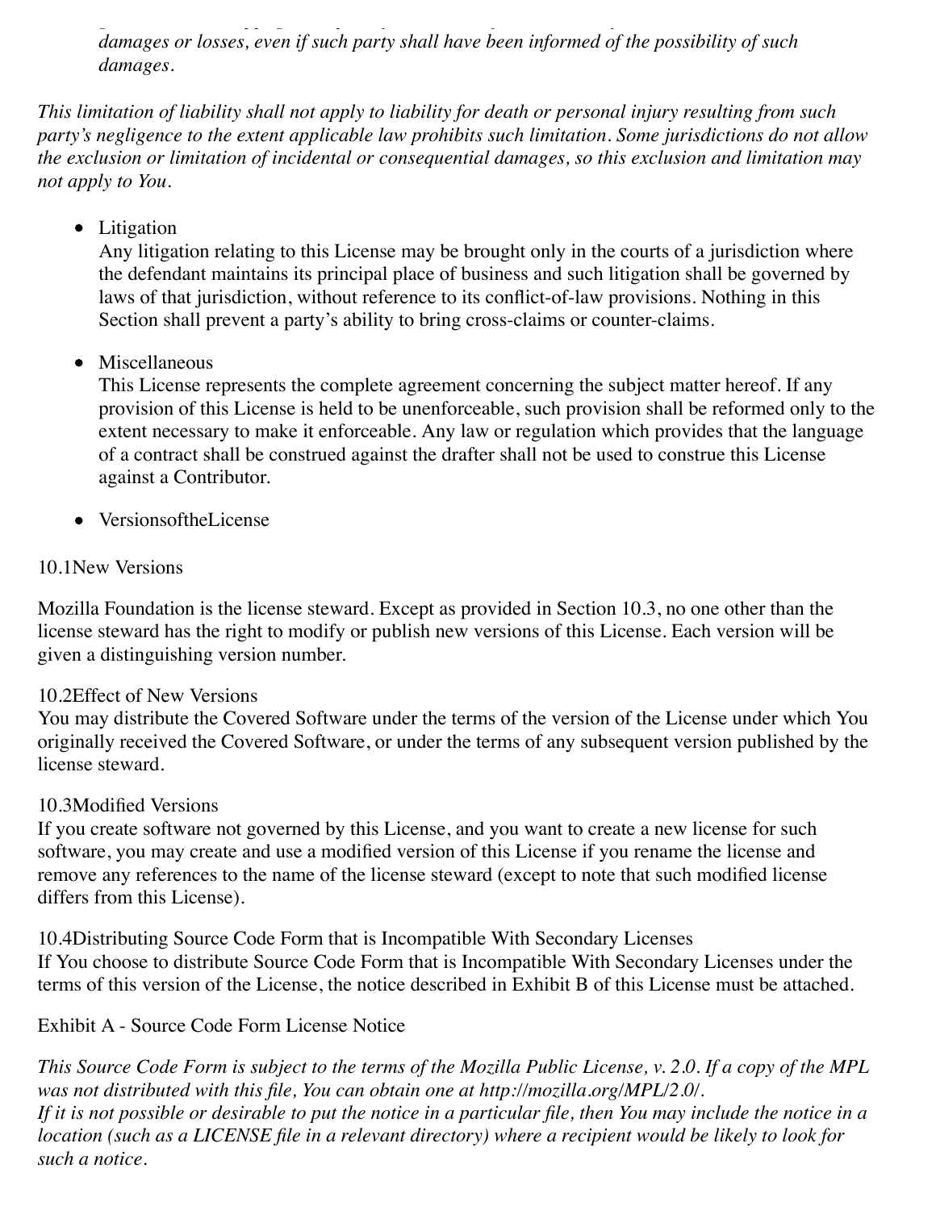*damages or losses, even if such party shall have been informed of the possibility of such damages.*

*This limitation of liability shall not apply to liability for death or personal injury resulting from such party's negligence to the extent applicable law prohibits such limitation. Some jurisdictions do not allow the exclusion or limitation of incidental or consequential damages, so this exclusion and limitation may not apply to You.*

- Litigation
  Any litigation relating to this License may be brought only in the courts of a jurisdiction where the defendant maintains its principal place of business and such litigation shall be governed by laws of that jurisdiction, without reference to its conflict-of-law provisions. Nothing in this Section shall prevent a party's ability to bring cross-claims or counter-claims.

- Miscellaneous
  This License represents the complete agreement concerning the subject matter hereof. If any provision of this License is held to be unenforceable, such provision shall be reformed only to the extent necessary to make it enforceable. Any law or regulation which provides that the language of a contract shall be construed against the drafter shall not be used to construe this License against a Contributor.

- VersionsoftheLicense

10.1New Versions

Mozilla Foundation is the license steward. Except as provided in Section 10.3, no one other than the license steward has the right to modify or publish new versions of this License. Each version will be given a distinguishing version number.

10.2Effect of New Versions
You may distribute the Covered Software under the terms of the version of the License under which You originally received the Covered Software, or under the terms of any subsequent version published by the license steward.

10.3Modified Versions
If you create software not governed by this License, and you want to create a new license for such software, you may create and use a modified version of this License if you rename the license and remove any references to the name of the license steward (except to note that such modified license differs from this License).

10.4Distributing Source Code Form that is Incompatible With Secondary Licenses
If You choose to distribute Source Code Form that is Incompatible With Secondary Licenses under the terms of this version of the License, the notice described in Exhibit B of this License must be attached.

Exhibit A - Source Code Form License Notice

*This Source Code Form is subject to the terms of the Mozilla Public License, v. 2.0. If a copy of the MPL was not distributed with this file, You can obtain one at http://mozilla.org/MPL/2.0/.*
*If it is not possible or desirable to put the notice in a particular file, then You may include the notice in a location (such as a LICENSE file in a relevant directory) where a recipient would be likely to look for such a notice.*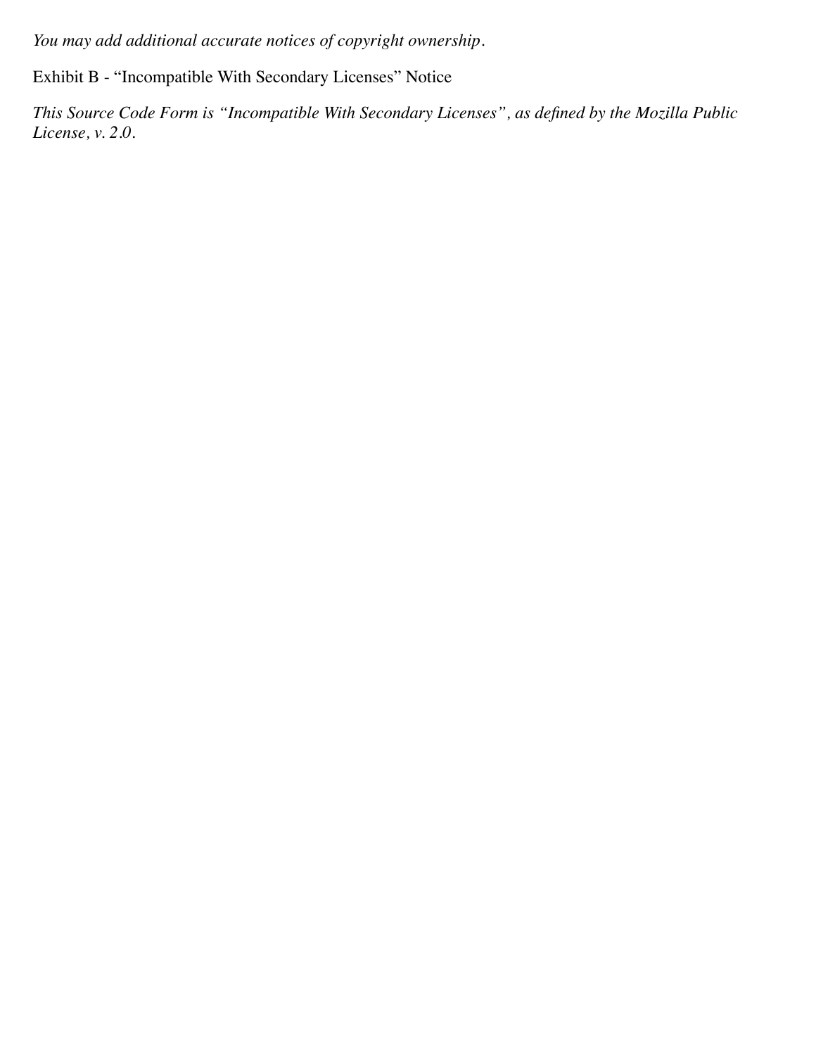*You may add additional accurate notices of copyright ownership.*

Exhibit B - “Incompatible With Secondary Licenses” Notice

*This Source Code Form is “Incompatible With Secondary Licenses”, as defined by the Mozilla Public License, v. 2.0.*